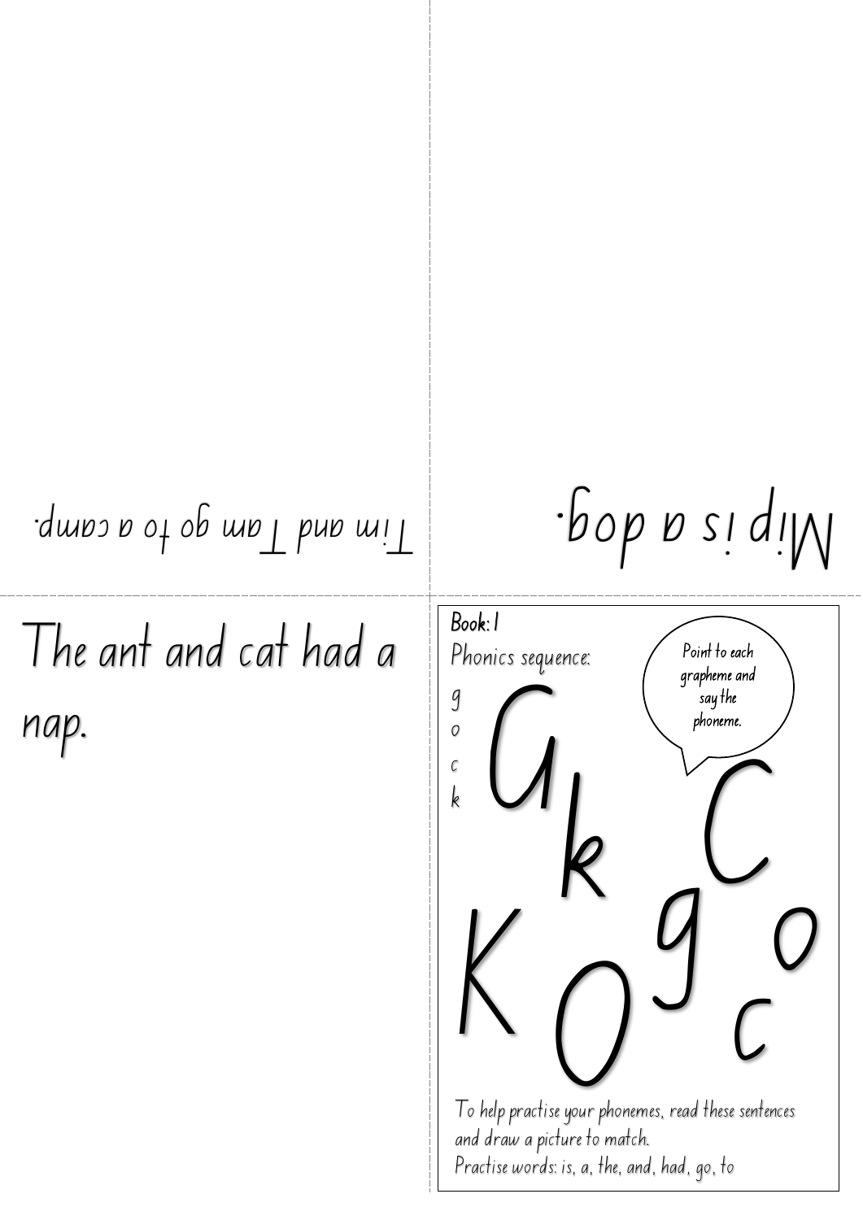Tim and Tam go to a camp.

Mip is a dog.

The ant and cat had a nap.

**Book: 1**

Phonics sequence:

g
o
c
k

Point to each grapheme and say the phoneme.

G k C K O g o c

To help practise your phonemes, read these sentences and draw a picture to match.
Practise words: is, a, the, and, had, go, to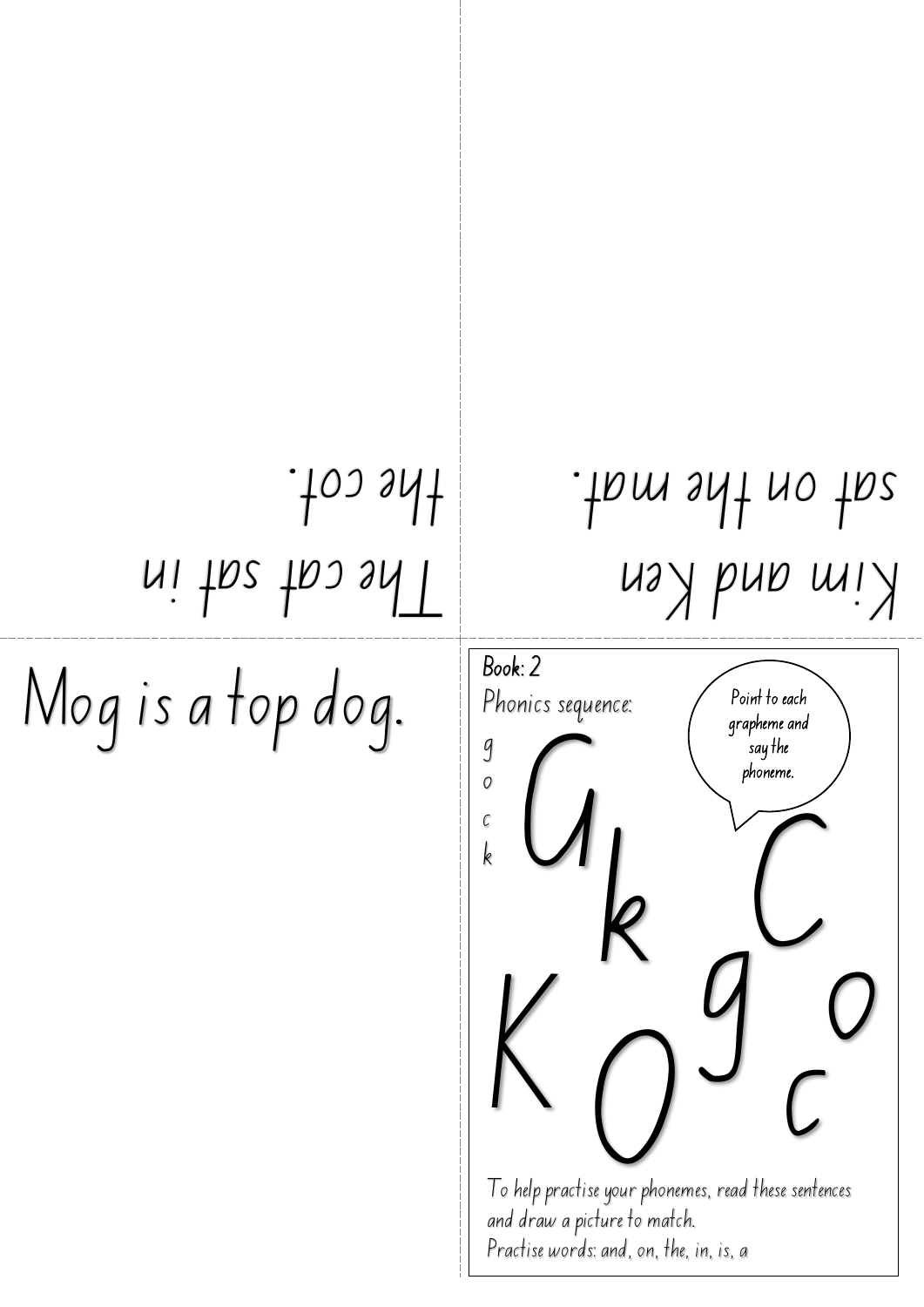The cat sat in
the cot.

Kim and Ken
sat on the mat.

Mog is a top dog.

**Book: 2**

Phonics sequence:

g
o
c
k

Point to each grapheme and say the phoneme.

G k C K O g o c

To help practise your phonemes, read these sentences and draw a picture to match.

Practise words: and, on, the, in, is, a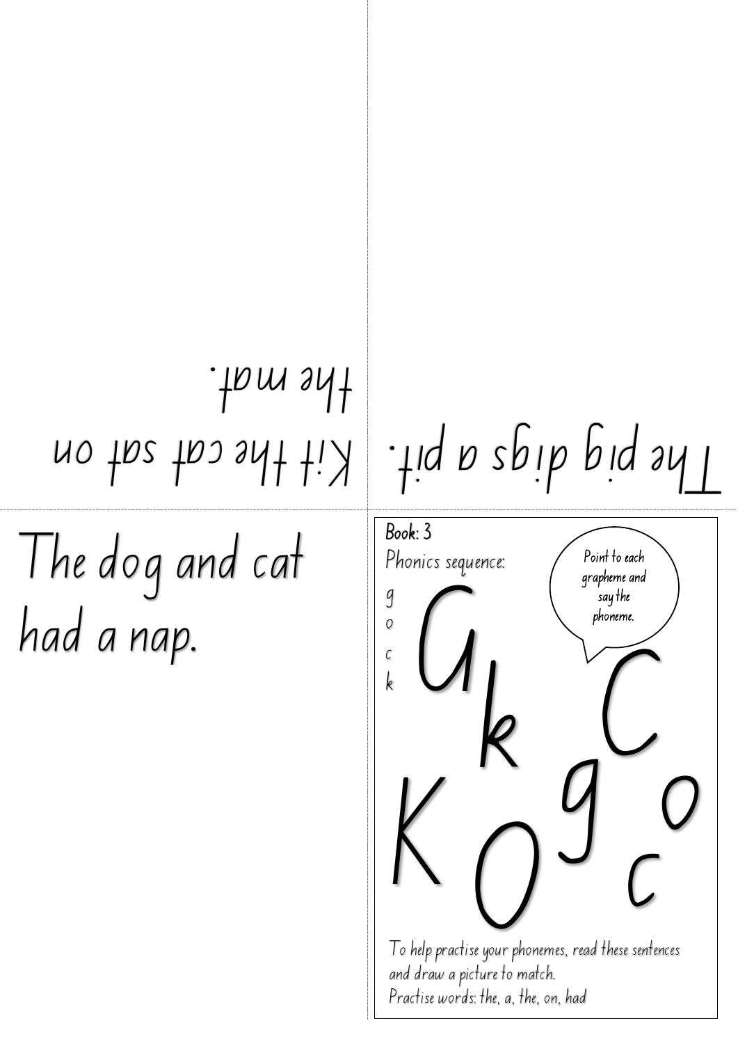Kit the cat sat on the mat.

The pig digs a pit.

The dog and cat had a nap.

**Book: 3**

Phonics sequence:

g
o
c
k

Point to each grapheme and say the phoneme.

G k C K O g o c

To help practise your phonemes, read these sentences and draw a picture to match.

Practise words: the, a, the, on, had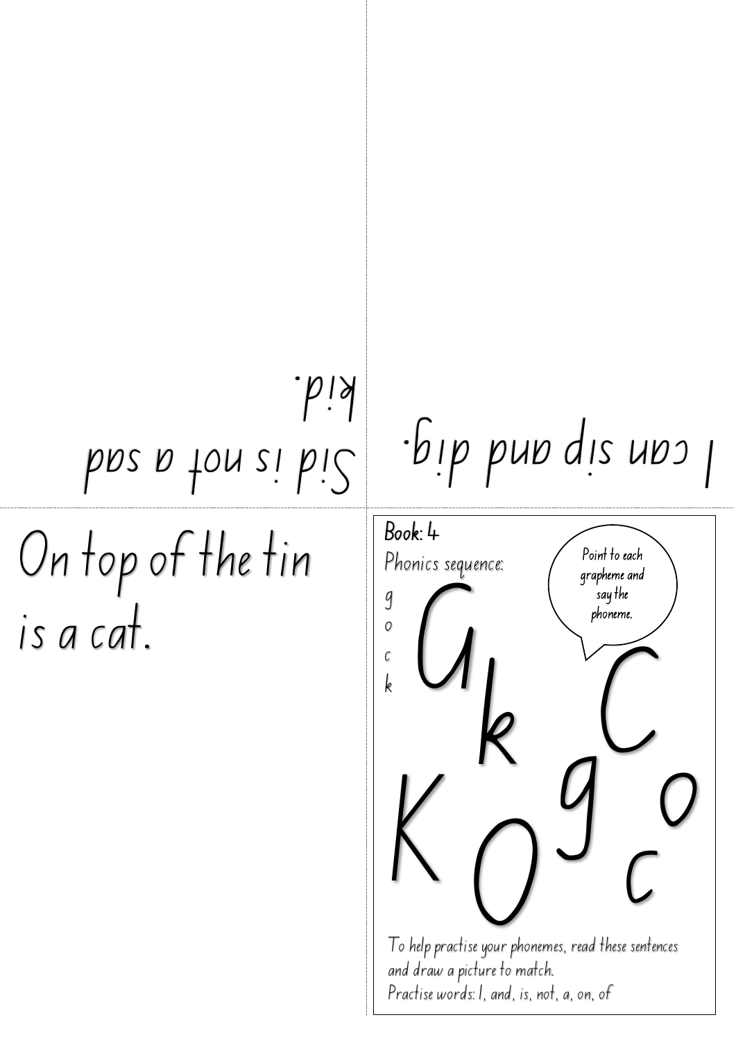Sid is not a sad kid.

I can sip and dig.

On top of the tin is a cat.

**Book: 4**

Phonics sequence:

g
o
c
k

Point to each grapheme and say the phoneme.

G k C K O g o c

To help practise your phonemes, read these sentences and draw a picture to match.
Practise words: I, and, is, not, a, on, of